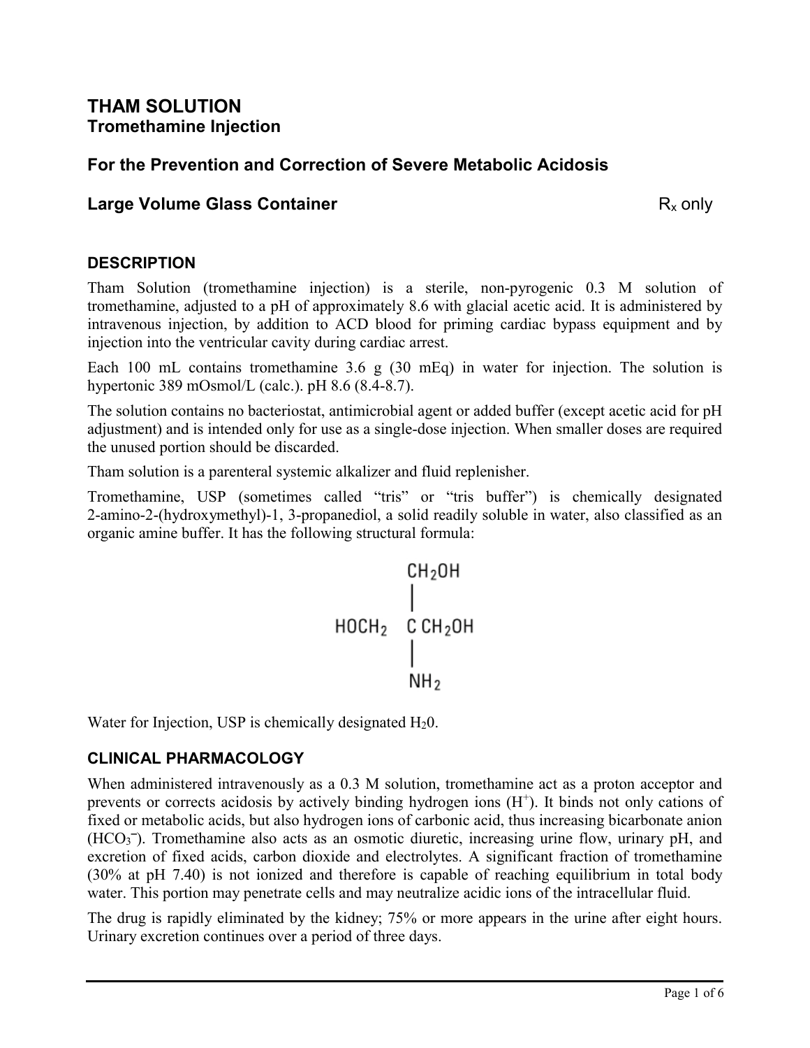# THAM SOLUTION

## Tromethamine Injection

## For the Prevention and Correction of Severe Metabolic Acidosis

**Large Volume Glass Container** $R_x$ only

### DESCRIPTION

Tham Solution (tromethamine injection) is a sterile, non-pyrogenic 0.3 M solution of tromethamine, adjusted to a pH of approximately 8.6 with glacial acetic acid. It is administered by intravenous injection, by addition to ACD blood for priming cardiac bypass equipment and by injection into the ventricular cavity during cardiac arrest.

Each 100 mL contains tromethamine 3.6 g (30 mEq) in water for injection. The solution is hypertonic 389 mOsmol/L (calc.). pH 8.6 (8.4-8.7).

The solution contains no bacteriostat, antimicrobial agent or added buffer (except acetic acid for pH adjustment) and is intended only for use as a single-dose injection. When smaller doses are required the unused portion should be discarded.

Tham solution is a parenteral systemic alkalizer and fluid replenisher.

Tromethamine, USP (sometimes called "tris" or "tris buffer") is chemically designated 2-amino-2-(hydroxymethyl)-1, 3-propanediol, a solid readily soluble in water, also classified as an organic amine buffer. It has the following structural formula:

```
        CH2OH
          |
HOCH2   C CH2OH
          |
         NH2
```

Water for Injection, USP is chemically designated $H_20$.

### CLINICAL PHARMACOLOGY

When administered intravenously as a 0.3 M solution, tromethamine act as a proton acceptor and prevents or corrects acidosis by actively binding hydrogen ions ($H^+$). It binds not only cations of fixed or metabolic acids, but also hydrogen ions of carbonic acid, thus increasing bicarbonate anion ($HCO_3^-$). Tromethamine also acts as an osmotic diuretic, increasing urine flow, urinary pH, and excretion of fixed acids, carbon dioxide and electrolytes. A significant fraction of tromethamine (30% at pH 7.40) is not ionized and therefore is capable of reaching equilibrium in total body water. This portion may penetrate cells and may neutralize acidic ions of the intracellular fluid.

The drug is rapidly eliminated by the kidney; 75% or more appears in the urine after eight hours. Urinary excretion continues over a period of three days.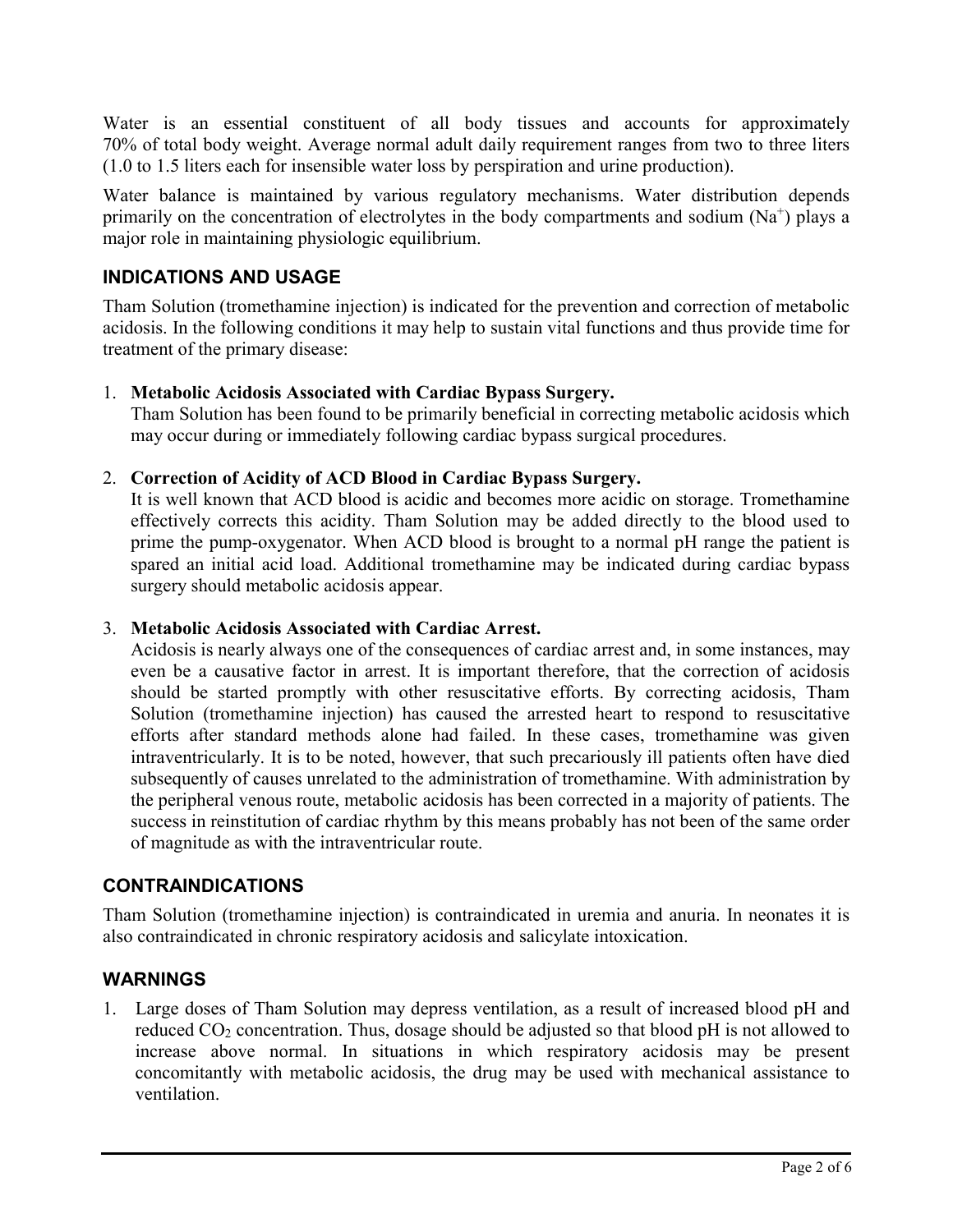Water is an essential constituent of all body tissues and accounts for approximately 70% of total body weight. Average normal adult daily requirement ranges from two to three liters (1.0 to 1.5 liters each for insensible water loss by perspiration and urine production).

Water balance is maintained by various regulatory mechanisms. Water distribution depends primarily on the concentration of electrolytes in the body compartments and sodium ($Na^+$) plays a major role in maintaining physiologic equilibrium.

## INDICATIONS AND USAGE

Tham Solution (tromethamine injection) is indicated for the prevention and correction of metabolic acidosis. In the following conditions it may help to sustain vital functions and thus provide time for treatment of the primary disease:

1. **Metabolic Acidosis Associated with Cardiac Bypass Surgery.**
   Tham Solution has been found to be primarily beneficial in correcting metabolic acidosis which may occur during or immediately following cardiac bypass surgical procedures.

2. **Correction of Acidity of ACD Blood in Cardiac Bypass Surgery.**
   It is well known that ACD blood is acidic and becomes more acidic on storage. Tromethamine effectively corrects this acidity. Tham Solution may be added directly to the blood used to prime the pump-oxygenator. When ACD blood is brought to a normal pH range the patient is spared an initial acid load. Additional tromethamine may be indicated during cardiac bypass surgery should metabolic acidosis appear.

3. **Metabolic Acidosis Associated with Cardiac Arrest.**
   Acidosis is nearly always one of the consequences of cardiac arrest and, in some instances, may even be a causative factor in arrest. It is important therefore, that the correction of acidosis should be started promptly with other resuscitative efforts. By correcting acidosis, Tham Solution (tromethamine injection) has caused the arrested heart to respond to resuscitative efforts after standard methods alone had failed. In these cases, tromethamine was given intraventricularly. It is to be noted, however, that such precariously ill patients often have died subsequently of causes unrelated to the administration of tromethamine. With administration by the peripheral venous route, metabolic acidosis has been corrected in a majority of patients. The success in reinstitution of cardiac rhythm by this means probably has not been of the same order of magnitude as with the intraventricular route.

## CONTRAINDICATIONS

Tham Solution (tromethamine injection) is contraindicated in uremia and anuria. In neonates it is also contraindicated in chronic respiratory acidosis and salicylate intoxication.

## WARNINGS

1. Large doses of Tham Solution may depress ventilation, as a result of increased blood pH and reduced $CO_2$ concentration. Thus, dosage should be adjusted so that blood pH is not allowed to increase above normal. In situations in which respiratory acidosis may be present concomitantly with metabolic acidosis, the drug may be used with mechanical assistance to ventilation.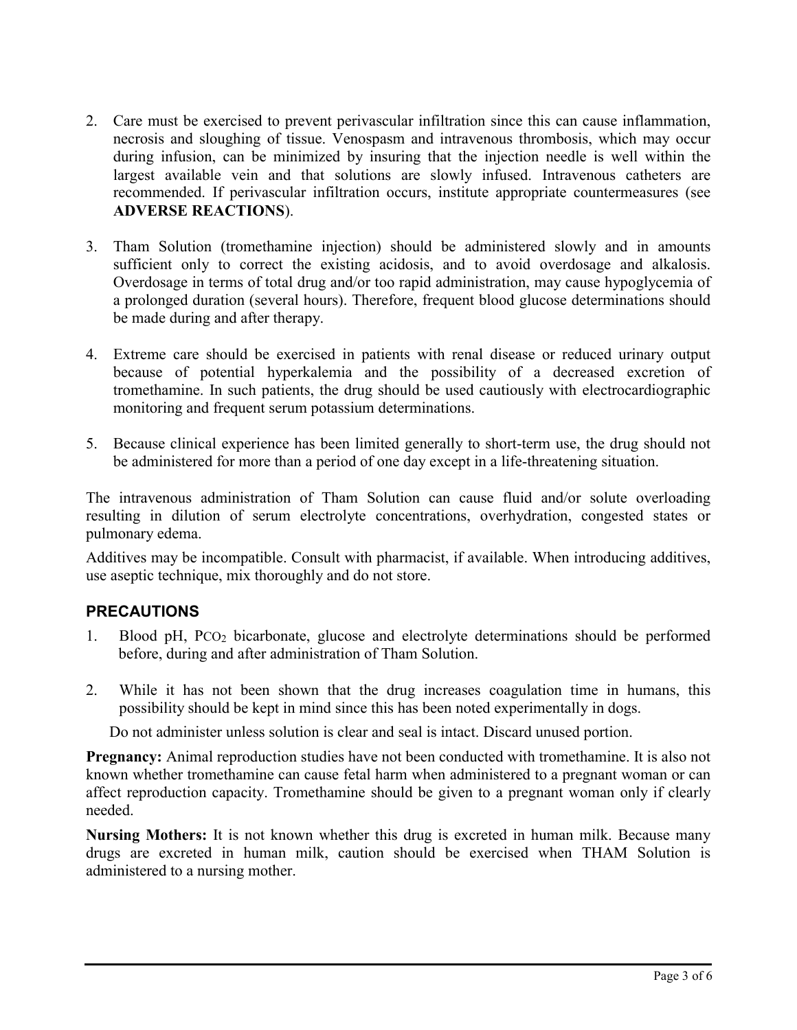2. Care must be exercised to prevent perivascular infiltration since this can cause inflammation, necrosis and sloughing of tissue. Venospasm and intravenous thrombosis, which may occur during infusion, can be minimized by insuring that the injection needle is well within the largest available vein and that solutions are slowly infused. Intravenous catheters are recommended. If perivascular infiltration occurs, institute appropriate countermeasures (see **ADVERSE REACTIONS**).

3. Tham Solution (tromethamine injection) should be administered slowly and in amounts sufficient only to correct the existing acidosis, and to avoid overdosage and alkalosis. Overdosage in terms of total drug and/or too rapid administration, may cause hypoglycemia of a prolonged duration (several hours). Therefore, frequent blood glucose determinations should be made during and after therapy.

4. Extreme care should be exercised in patients with renal disease or reduced urinary output because of potential hyperkalemia and the possibility of a decreased excretion of tromethamine. In such patients, the drug should be used cautiously with electrocardiographic monitoring and frequent serum potassium determinations.

5. Because clinical experience has been limited generally to short-term use, the drug should not be administered for more than a period of one day except in a life-threatening situation.

The intravenous administration of Tham Solution can cause fluid and/or solute overloading resulting in dilution of serum electrolyte concentrations, overhydration, congested states or pulmonary edema.

Additives may be incompatible. Consult with pharmacist, if available. When introducing additives, use aseptic technique, mix thoroughly and do not store.

## PRECAUTIONS

1. Blood pH, $PCO_2$ bicarbonate, glucose and electrolyte determinations should be performed before, during and after administration of Tham Solution.

2. While it has not been shown that the drug increases coagulation time in humans, this possibility should be kept in mind since this has been noted experimentally in dogs.

Do not administer unless solution is clear and seal is intact. Discard unused portion.

**Pregnancy:** Animal reproduction studies have not been conducted with tromethamine. It is also not known whether tromethamine can cause fetal harm when administered to a pregnant woman or can affect reproduction capacity. Tromethamine should be given to a pregnant woman only if clearly needed.

**Nursing Mothers:** It is not known whether this drug is excreted in human milk. Because many drugs are excreted in human milk, caution should be exercised when THAM Solution is administered to a nursing mother.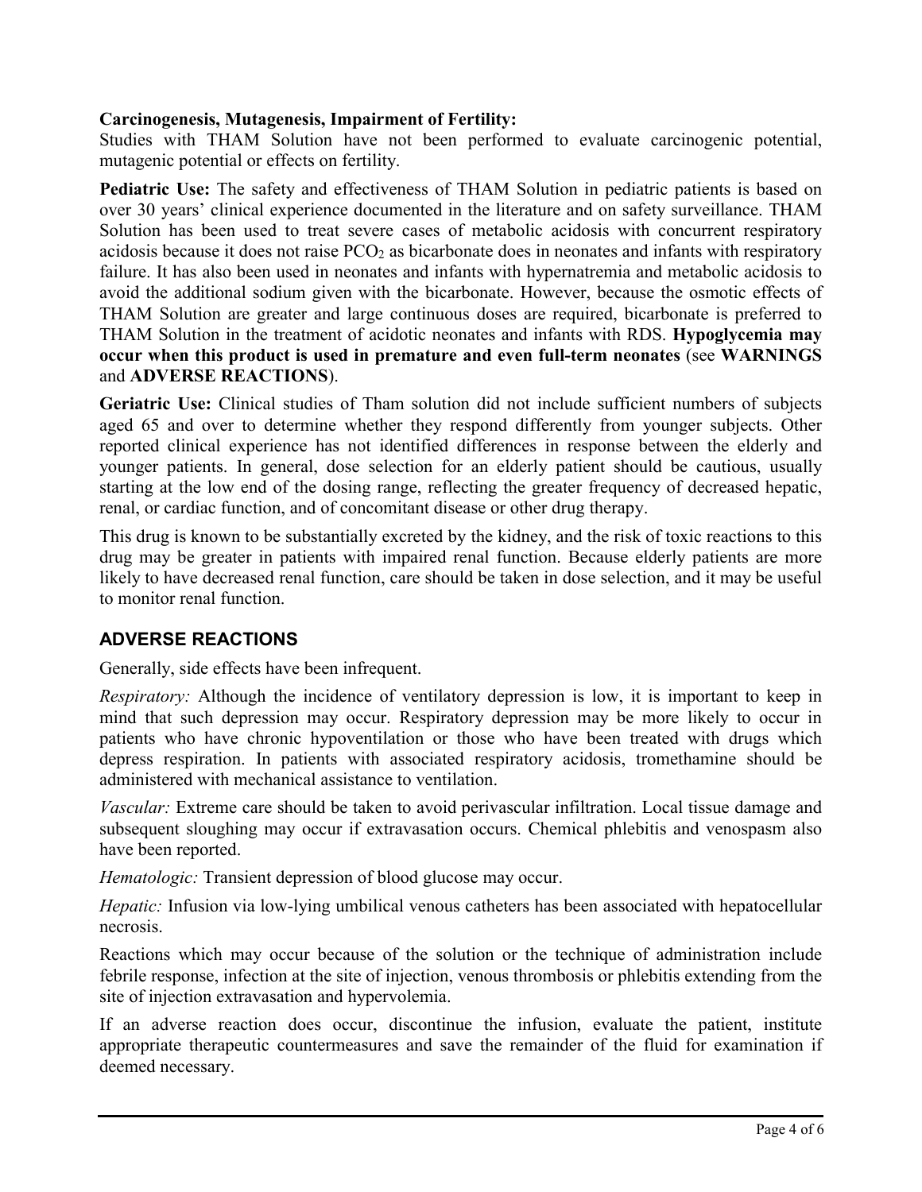**Carcinogenesis, Mutagenesis, Impairment of Fertility:**
Studies with THAM Solution have not been performed to evaluate carcinogenic potential, mutagenic potential or effects on fertility.

**Pediatric Use:** The safety and effectiveness of THAM Solution in pediatric patients is based on over 30 years' clinical experience documented in the literature and on safety surveillance. THAM Solution has been used to treat severe cases of metabolic acidosis with concurrent respiratory acidosis because it does not raise $PCO_2$ as bicarbonate does in neonates and infants with respiratory failure. It has also been used in neonates and infants with hypernatremia and metabolic acidosis to avoid the additional sodium given with the bicarbonate. However, because the osmotic effects of THAM Solution are greater and large continuous doses are required, bicarbonate is preferred to THAM Solution in the treatment of acidotic neonates and infants with RDS. **Hypoglycemia may occur when this product is used in premature and even full-term neonates** (see **WARNINGS** and **ADVERSE REACTIONS**).

**Geriatric Use:** Clinical studies of Tham solution did not include sufficient numbers of subjects aged 65 and over to determine whether they respond differently from younger subjects. Other reported clinical experience has not identified differences in response between the elderly and younger patients. In general, dose selection for an elderly patient should be cautious, usually starting at the low end of the dosing range, reflecting the greater frequency of decreased hepatic, renal, or cardiac function, and of concomitant disease or other drug therapy.

This drug is known to be substantially excreted by the kidney, and the risk of toxic reactions to this drug may be greater in patients with impaired renal function. Because elderly patients are more likely to have decreased renal function, care should be taken in dose selection, and it may be useful to monitor renal function.

## ADVERSE REACTIONS

Generally, side effects have been infrequent.

*Respiratory:* Although the incidence of ventilatory depression is low, it is important to keep in mind that such depression may occur. Respiratory depression may be more likely to occur in patients who have chronic hypoventilation or those who have been treated with drugs which depress respiration. In patients with associated respiratory acidosis, tromethamine should be administered with mechanical assistance to ventilation.

*Vascular:* Extreme care should be taken to avoid perivascular infiltration. Local tissue damage and subsequent sloughing may occur if extravasation occurs. Chemical phlebitis and venospasm also have been reported.

*Hematologic:* Transient depression of blood glucose may occur.

*Hepatic:* Infusion via low-lying umbilical venous catheters has been associated with hepatocellular necrosis.

Reactions which may occur because of the solution or the technique of administration include febrile response, infection at the site of injection, venous thrombosis or phlebitis extending from the site of injection extravasation and hypervolemia.

If an adverse reaction does occur, discontinue the infusion, evaluate the patient, institute appropriate therapeutic countermeasures and save the remainder of the fluid for examination if deemed necessary.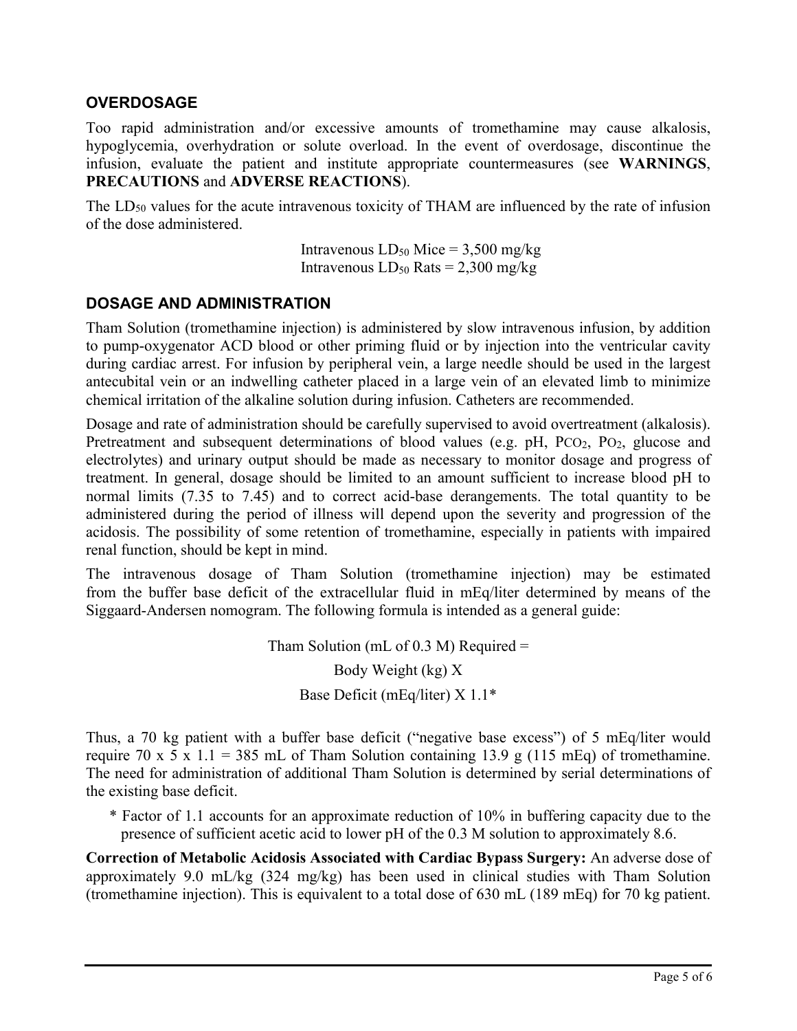## OVERDOSAGE

Too rapid administration and/or excessive amounts of tromethamine may cause alkalosis, hypoglycemia, overhydration or solute overload. In the event of overdosage, discontinue the infusion, evaluate the patient and institute appropriate countermeasures (see **WARNINGS**, **PRECAUTIONS** and **ADVERSE REACTIONS**).

The $LD_{50}$ values for the acute intravenous toxicity of THAM are influenced by the rate of infusion of the dose administered.

Intravenous $LD_{50}$ Mice = 3,500 mg/kg
Intravenous $LD_{50}$ Rats = 2,300 mg/kg

## DOSAGE AND ADMINISTRATION

Tham Solution (tromethamine injection) is administered by slow intravenous infusion, by addition to pump-oxygenator ACD blood or other priming fluid or by injection into the ventricular cavity during cardiac arrest. For infusion by peripheral vein, a large needle should be used in the largest antecubital vein or an indwelling catheter placed in a large vein of an elevated limb to minimize chemical irritation of the alkaline solution during infusion. Catheters are recommended.

Dosage and rate of administration should be carefully supervised to avoid overtreatment (alkalosis). Pretreatment and subsequent determinations of blood values (e.g. pH, $P_{CO_2}$, $P_{O_2}$, glucose and electrolytes) and urinary output should be made as necessary to monitor dosage and progress of treatment. In general, dosage should be limited to an amount sufficient to increase blood pH to normal limits (7.35 to 7.45) and to correct acid-base derangements. The total quantity to be administered during the period of illness will depend upon the severity and progression of the acidosis. The possibility of some retention of tromethamine, especially in patients with impaired renal function, should be kept in mind.

The intravenous dosage of Tham Solution (tromethamine injection) may be estimated from the buffer base deficit of the extracellular fluid in mEq/liter determined by means of the Siggaard-Andersen nomogram. The following formula is intended as a general guide:

Tham Solution (mL of 0.3 M) Required =
Body Weight (kg) X
Base Deficit (mEq/liter) X 1.1*

Thus, a 70 kg patient with a buffer base deficit ("negative base excess") of 5 mEq/liter would require 70 x 5 x 1.1 = 385 mL of Tham Solution containing 13.9 g (115 mEq) of tromethamine. The need for administration of additional Tham Solution is determined by serial determinations of the existing base deficit.

\* Factor of 1.1 accounts for an approximate reduction of 10% in buffering capacity due to the presence of sufficient acetic acid to lower pH of the 0.3 M solution to approximately 8.6.

**Correction of Metabolic Acidosis Associated with Cardiac Bypass Surgery:** An adverse dose of approximately 9.0 mL/kg (324 mg/kg) has been used in clinical studies with Tham Solution (tromethamine injection). This is equivalent to a total dose of 630 mL (189 mEq) for 70 kg patient.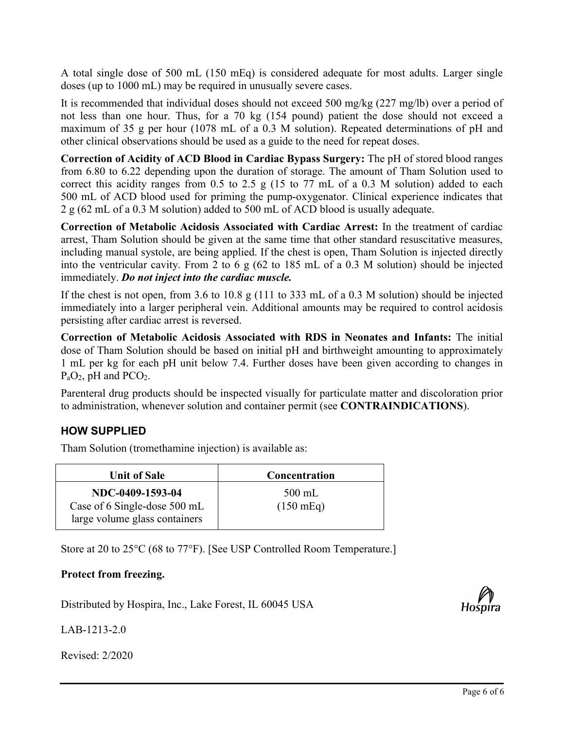A total single dose of 500 mL (150 mEq) is considered adequate for most adults. Larger single doses (up to 1000 mL) may be required in unusually severe cases.

It is recommended that individual doses should not exceed 500 mg/kg (227 mg/lb) over a period of not less than one hour. Thus, for a 70 kg (154 pound) patient the dose should not exceed a maximum of 35 g per hour (1078 mL of a 0.3 M solution). Repeated determinations of pH and other clinical observations should be used as a guide to the need for repeat doses.

**Correction of Acidity of ACD Blood in Cardiac Bypass Surgery:** The pH of stored blood ranges from 6.80 to 6.22 depending upon the duration of storage. The amount of Tham Solution used to correct this acidity ranges from 0.5 to 2.5 g (15 to 77 mL of a 0.3 M solution) added to each 500 mL of ACD blood used for priming the pump-oxygenator. Clinical experience indicates that 2 g (62 mL of a 0.3 M solution) added to 500 mL of ACD blood is usually adequate.

**Correction of Metabolic Acidosis Associated with Cardiac Arrest:** In the treatment of cardiac arrest, Tham Solution should be given at the same time that other standard resuscitative measures, including manual systole, are being applied. If the chest is open, Tham Solution is injected directly into the ventricular cavity. From 2 to 6 g (62 to 185 mL of a 0.3 M solution) should be injected immediately. ***Do not inject into the cardiac muscle.***

If the chest is not open, from 3.6 to 10.8 g (111 to 333 mL of a 0.3 M solution) should be injected immediately into a larger peripheral vein. Additional amounts may be required to control acidosis persisting after cardiac arrest is reversed.

**Correction of Metabolic Acidosis Associated with RDS in Neonates and Infants:** The initial dose of Tham Solution should be based on initial pH and birthweight amounting to approximately 1 mL per kg for each pH unit below 7.4. Further doses have been given according to changes in $P_aO_2$, pH and $PCO_2$.

Parenteral drug products should be inspected visually for particulate matter and discoloration prior to administration, whenever solution and container permit (see **CONTRAINDICATIONS**).

## HOW SUPPLIED

Tham Solution (tromethamine injection) is available as:

| Unit of Sale | Concentration |
|---|---|
| **NDC-0409-1593-04** Case of 6 Single-dose 500 mL large volume glass containers | 500 mL (150 mEq) |

Store at 20 to 25°C (68 to 77°F). [See USP Controlled Room Temperature.]

**Protect from freezing.**

Distributed by Hospira, Inc., Lake Forest, IL 60045 USA

LAB-1213-2.0

Revised: 2/2020